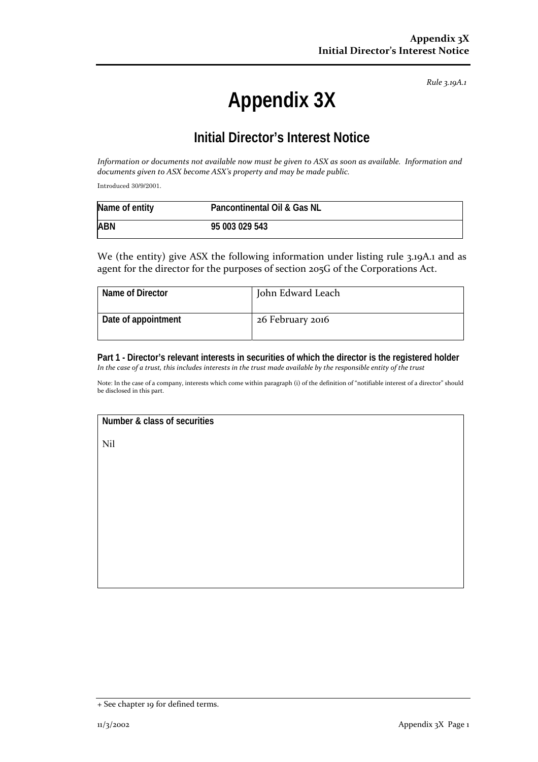Rule 3.19A.1

# Appendix 3X

## Initial Director's Interest Notice

*Information or documents not available now must be given to ASX as soon as available. Information and documents given to ASX become ASX's property and may be made public.*

Introduced 30/9/2001.

| Name of entity | Pancontinental Oil & Gas NL |
|---|---|
| ABN | 95 003 029 543 |

We (the entity) give ASX the following information under listing rule 3.19A.1 and as agent for the director for the purposes of section 205G of the Corporations Act.

| Name of Director | John Edward Leach |
|---|---|
| Date of appointment | 26 February 2016 |

**Part 1 - Director's relevant interests in securities of which the director is the registered holder**
*In the case of a trust, this includes interests in the trust made available by the responsible entity of the trust*

Note: In the case of a company, interests which come within paragraph (i) of the definition of "notifiable interest of a director" should be disclosed in this part.

| Number & class of securities |
|---|
| Nil |

+ See chapter 19 for defined terms.

11/3/2002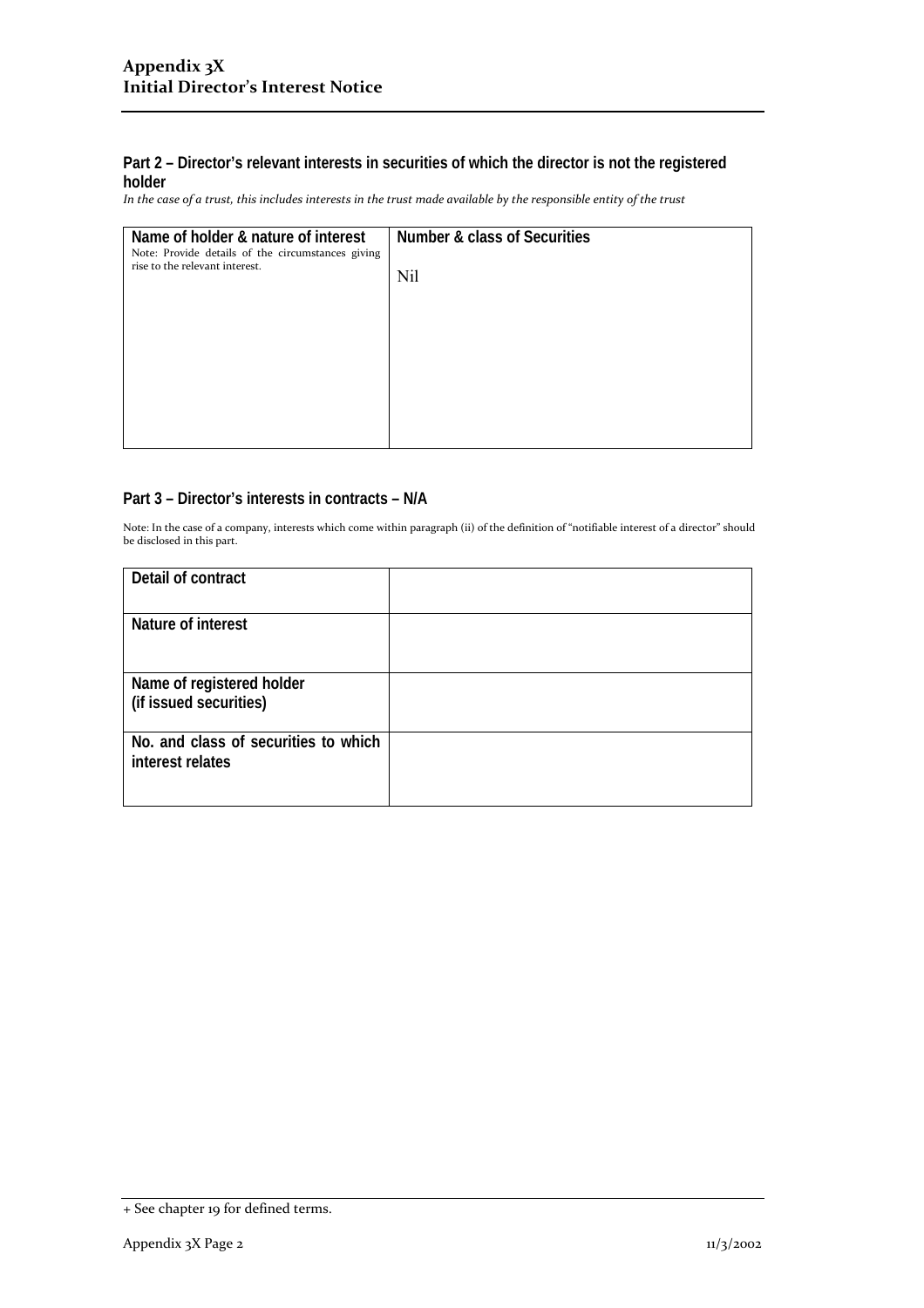## Part 2 – Director's relevant interests in securities of which the director is not the registered holder

*In the case of a trust, this includes interests in the trust made available by the responsible entity of the trust*

| Name of holder & nature of interest<br>Note: Provide details of the circumstances giving rise to the relevant interest. | Number & class of Securities |
|---|---|
| | Nil |

## Part 3 – Director's interests in contracts – N/A

Note: In the case of a company, interests which come within paragraph (ii) of the definition of "notifiable interest of a director" should be disclosed in this part.

| | |
|---|---|
| Detail of contract | |
| Nature of interest | |
| Name of registered holder (if issued securities) | |
| No. and class of securities to which interest relates | |

+ See chapter 19 for defined terms.